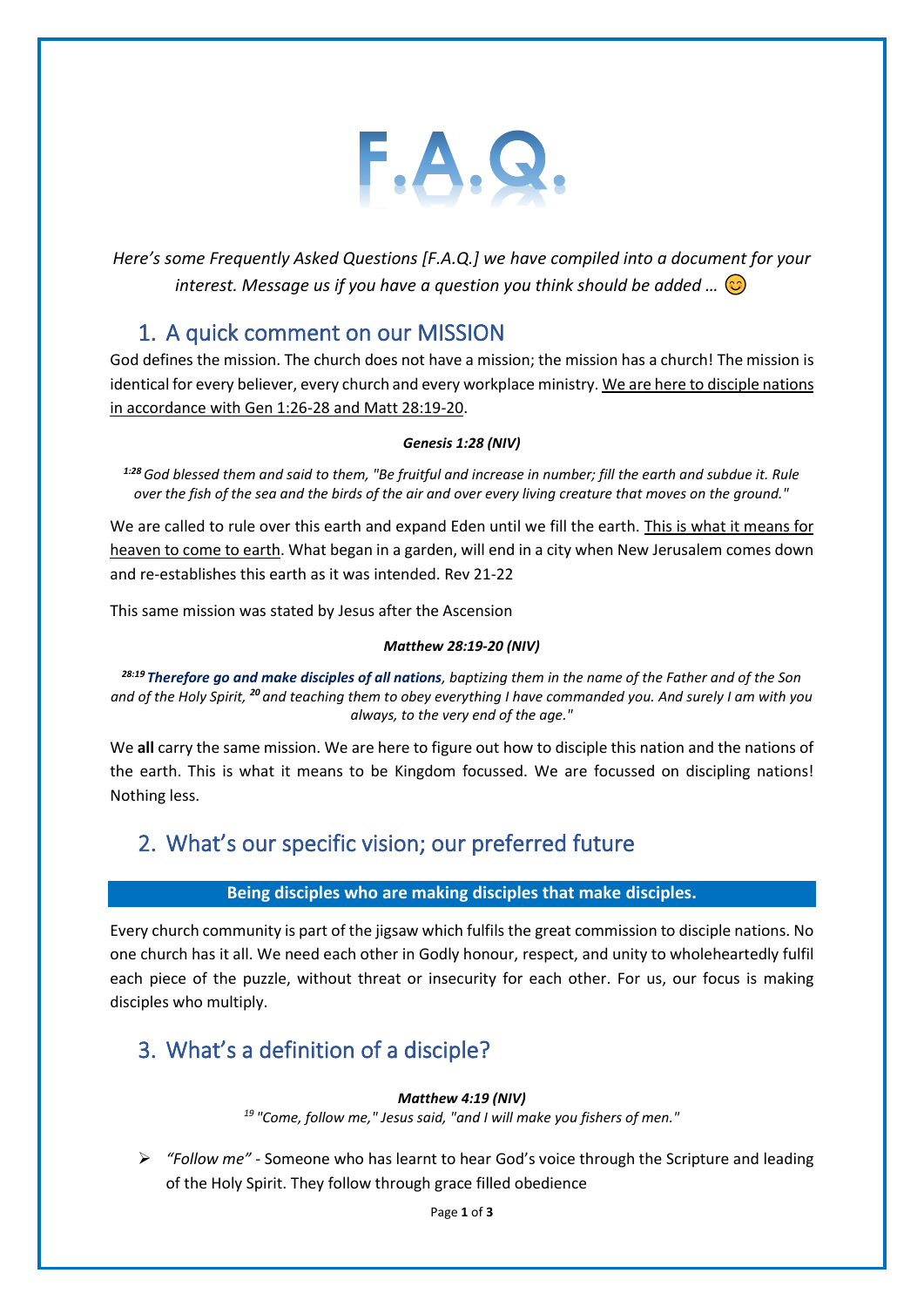# F.A.Q.

*Here's some Frequently Asked Questions [F.A.Q.] we have compiled into a document for your interest. Message us if you have a question you think should be added … 😊*

## 1. A quick comment on our MISSION

God defines the mission. The church does not have a mission; the mission has a church! The mission is identical for every believer, every church and every workplace ministry. <u>We are here to disciple nations in accordance with Gen 1:26-28 and Matt 28:19-20</u>.

**_Genesis 1:28 (NIV)_**

*1:28 God blessed them and said to them, "Be fruitful and increase in number; fill the earth and subdue it. Rule over the fish of the sea and the birds of the air and over every living creature that moves on the ground."*

We are called to rule over this earth and expand Eden until we fill the earth. <u>This is what it means for heaven to come to earth</u>. What began in a garden, will end in a city when New Jerusalem comes down and re-establishes this earth as it was intended. Rev 21-22

This same mission was stated by Jesus after the Ascension

**_Matthew 28:19-20 (NIV)_**

*28:19 **Therefore go and make disciples of all nations**, baptizing them in the name of the Father and of the Son and of the Holy Spirit, 20 and teaching them to obey everything I have commanded you. And surely I am with you always, to the very end of the age."*

We **all** carry the same mission. We are here to figure out how to disciple this nation and the nations of the earth. This is what it means to be Kingdom focussed. We are focussed on discipling nations! Nothing less.

## 2. What's our specific vision; our preferred future

**Being disciples who are making disciples that make disciples.**

Every church community is part of the jigsaw which fulfils the great commission to disciple nations. No one church has it all. We need each other in Godly honour, respect, and unity to wholeheartedly fulfil each piece of the puzzle, without threat or insecurity for each other. For us, our focus is making disciples who multiply.

## 3. What's a definition of a disciple?

**_Matthew 4:19 (NIV)_**

*19 "Come, follow me," Jesus said, "and I will make you fishers of men."*

- *"Follow me"* - Someone who has learnt to hear God's voice through the Scripture and leading of the Holy Spirit. They follow through grace filled obedience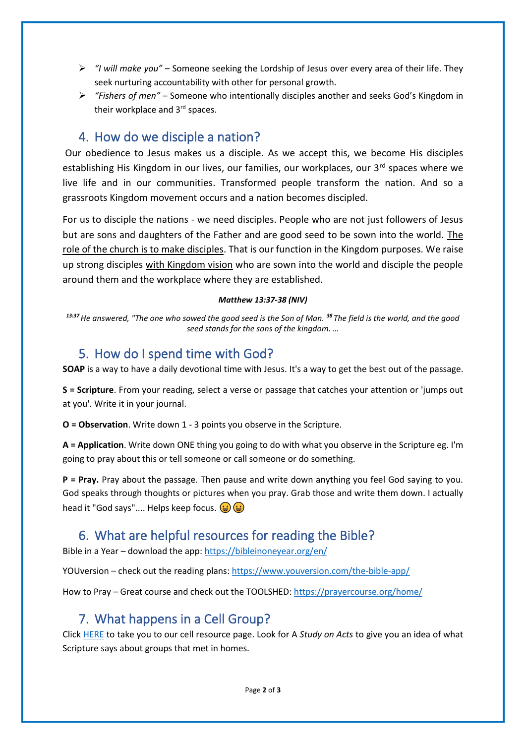- *"I will make you"* – Someone seeking the Lordship of Jesus over every area of their life. They seek nurturing accountability with other for personal growth.
- *"Fishers of men"* – Someone who intentionally disciples another and seeks God's Kingdom in their workplace and 3rd spaces.

## 4. How do we disciple a nation?

Our obedience to Jesus makes us a disciple. As we accept this, we become His disciples establishing His Kingdom in our lives, our families, our workplaces, our 3rd spaces where we live life and in our communities. Transformed people transform the nation. And so a grassroots Kingdom movement occurs and a nation becomes discipled.

For us to disciple the nations - we need disciples. People who are not just followers of Jesus but are sons and daughters of the Father and are good seed to be sown into the world. <u>The role of the church is to make disciples</u>. That is our function in the Kingdom purposes. We raise up strong disciples <u>with Kingdom vision</u> who are sown into the world and disciple the people around them and the workplace where they are established.

***Matthew 13:37-38 (NIV)***

*13:37 He answered, "The one who sowed the good seed is the Son of Man. 38 The field is the world, and the good seed stands for the sons of the kingdom. …*

## 5. How do I spend time with God?

**SOAP** is a way to have a daily devotional time with Jesus. It's a way to get the best out of the passage.

**S = Scripture**. From your reading, select a verse or passage that catches your attention or 'jumps out at you'. Write it in your journal.

**O = Observation**. Write down 1 - 3 points you observe in the Scripture.

**A = Application**. Write down ONE thing you going to do with what you observe in the Scripture eg. I'm going to pray about this or tell someone or call someone or do something.

**P = Pray.** Pray about the passage. Then pause and write down anything you feel God saying to you. God speaks through thoughts or pictures when you pray. Grab those and write them down. I actually head it "God says".... Helps keep focus. 😀😀

## 6. What are helpful resources for reading the Bible?

Bible in a Year – download the app: https://bibleinoneyear.org/en/

YOUversion – check out the reading plans: https://www.youversion.com/the-bible-app/

How to Pray – Great course and check out the TOOLSHED: https://prayercourse.org/home/

## 7. What happens in a Cell Group?

Click HERE to take you to our cell resource page. Look for A *Study on Acts* to give you an idea of what Scripture says about groups that met in homes.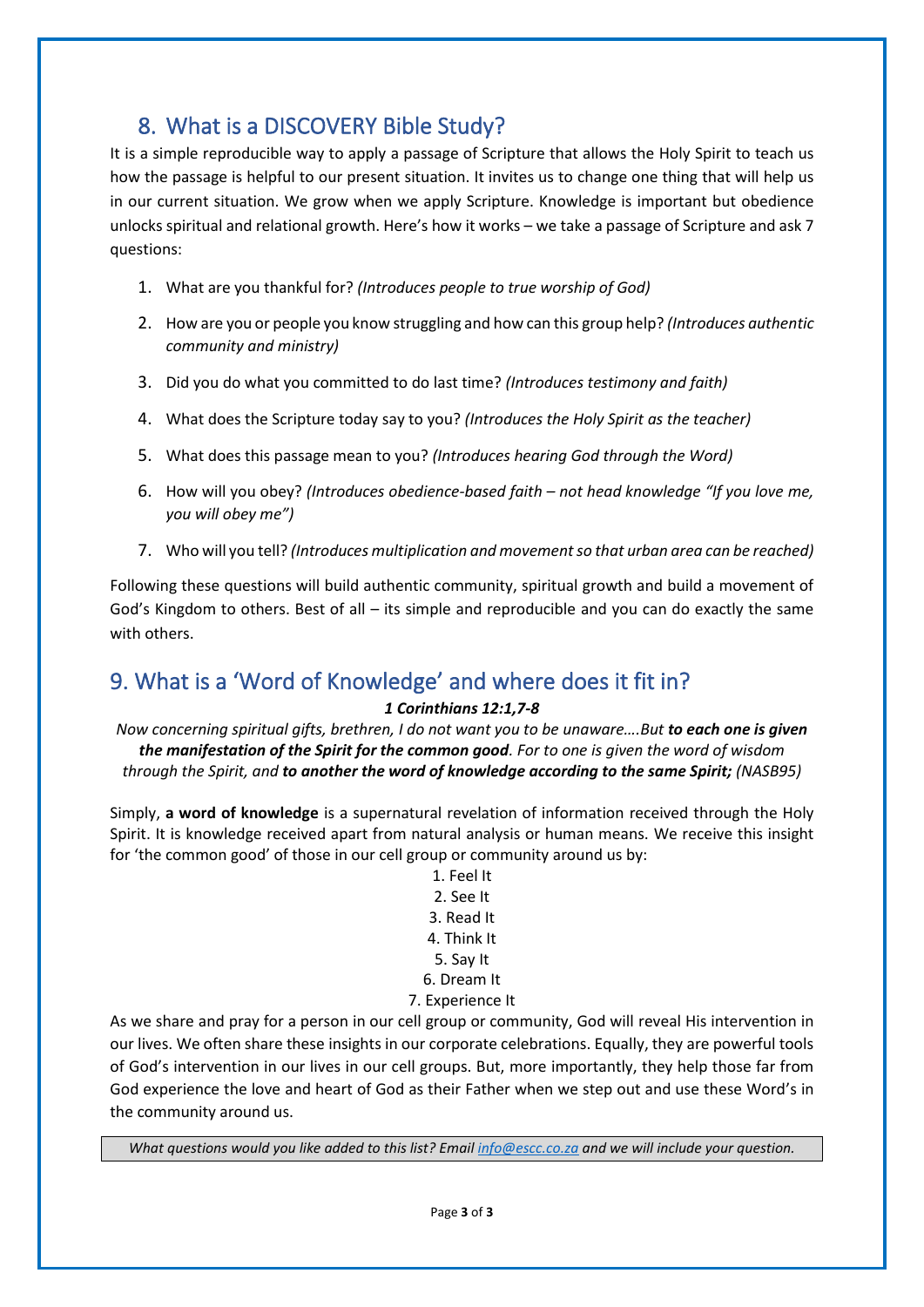## 8. What is a DISCOVERY Bible Study?

It is a simple reproducible way to apply a passage of Scripture that allows the Holy Spirit to teach us how the passage is helpful to our present situation. It invites us to change one thing that will help us in our current situation. We grow when we apply Scripture. Knowledge is important but obedience unlocks spiritual and relational growth. Here's how it works – we take a passage of Scripture and ask 7 questions:

1. What are you thankful for? *(Introduces people to true worship of God)*
2. How are you or people you know struggling and how can this group help? *(Introduces authentic community and ministry)*
3. Did you do what you committed to do last time? *(Introduces testimony and faith)*
4. What does the Scripture today say to you? *(Introduces the Holy Spirit as the teacher)*
5. What does this passage mean to you? *(Introduces hearing God through the Word)*
6. How will you obey? *(Introduces obedience-based faith – not head knowledge "If you love me, you will obey me")*
7. Who will you tell? *(Introduces multiplication and movement so that urban area can be reached)*

Following these questions will build authentic community, spiritual growth and build a movement of God's Kingdom to others. Best of all – its simple and reproducible and you can do exactly the same with others.

## 9. What is a 'Word of Knowledge' and where does it fit in?

***1 Corinthians 12:1,7-8***

*Now concerning spiritual gifts, brethren, I do not want you to be unaware….But **to each one is given the manifestation of the Spirit for the common good**. For to one is given the word of wisdom through the Spirit, and **to another the word of knowledge according to the same Spirit;** (NASB95)*

Simply, **a word of knowledge** is a supernatural revelation of information received through the Holy Spirit. It is knowledge received apart from natural analysis or human means. We receive this insight for 'the common good' of those in our cell group or community around us by:

1. Feel It
2. See It
3. Read It
4. Think It
5. Say It
6. Dream It
7. Experience It

As we share and pray for a person in our cell group or community, God will reveal His intervention in our lives. We often share these insights in our corporate celebrations. Equally, they are powerful tools of God's intervention in our lives in our cell groups. But, more importantly, they help those far from God experience the love and heart of God as their Father when we step out and use these Word's in the community around us.

*What questions would you like added to this list? Email info@escc.co.za and we will include your question.*